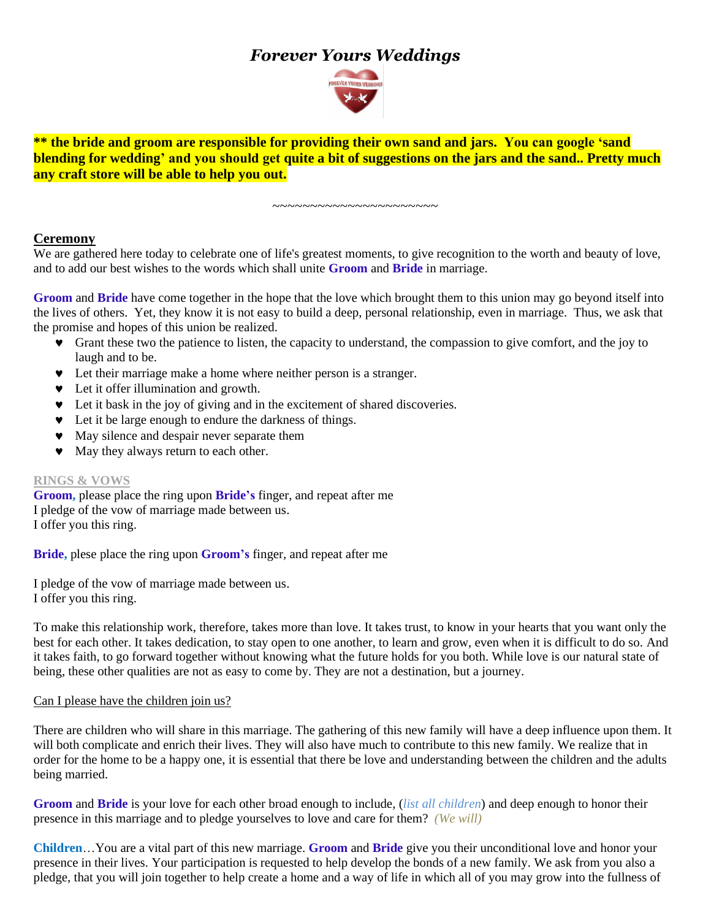# *Forever Yours Weddings*

**** the bride and groom are responsible for providing their own sand and jars. You can google 'sand blending for wedding' and you should get quite a bit of suggestions on the jars and the sand.. Pretty much any craft store will be able to help you out.**

~~~~~~~~~~~~~~~~~~~~~~

## Ceremony

We are gathered here today to celebrate one of life's greatest moments, to give recognition to the worth and beauty of love, and to add our best wishes to the words which shall unite **Groom** and **Bride** in marriage.

**Groom** and **Bride** have come together in the hope that the love which brought them to this union may go beyond itself into the lives of others. Yet, they know it is not easy to build a deep, personal relationship, even in marriage. Thus, we ask that the promise and hopes of this union be realized.

- Grant these two the patience to listen, the capacity to understand, the compassion to give comfort, and the joy to laugh and to be.
- Let their marriage make a home where neither person is a stranger.
- Let it offer illumination and growth.
- Let it bask in the joy of giving and in the excitement of shared discoveries.
- Let it be large enough to endure the darkness of things.
- May silence and despair never separate them
- May they always return to each other.

**RINGS & VOWS**

**Groom,** please place the ring upon **Bride's** finger, and repeat after me
I pledge of the vow of marriage made between us.
I offer you this ring.

**Bride,** plese place the ring upon **Groom's** finger, and repeat after me

I pledge of the vow of marriage made between us.
I offer you this ring.

To make this relationship work, therefore, takes more than love. It takes trust, to know in your hearts that you want only the best for each other. It takes dedication, to stay open to one another, to learn and grow, even when it is difficult to do so. And it takes faith, to go forward together without knowing what the future holds for you both. While love is our natural state of being, these other qualities are not as easy to come by. They are not a destination, but a journey.

Can I please have the children join us?

There are children who will share in this marriage. The gathering of this new family will have a deep influence upon them. It will both complicate and enrich their lives. They will also have much to contribute to this new family. We realize that in order for the home to be a happy one, it is essential that there be love and understanding between the children and the adults being married.

**Groom** and **Bride** is your love for each other broad enough to include, (*list all children*) and deep enough to honor their presence in this marriage and to pledge yourselves to love and care for them? *(We will)*

**Children**…You are a vital part of this new marriage. **Groom** and **Bride** give you their unconditional love and honor your presence in their lives. Your participation is requested to help develop the bonds of a new family. We ask from you also a pledge, that you will join together to help create a home and a way of life in which all of you may grow into the fullness of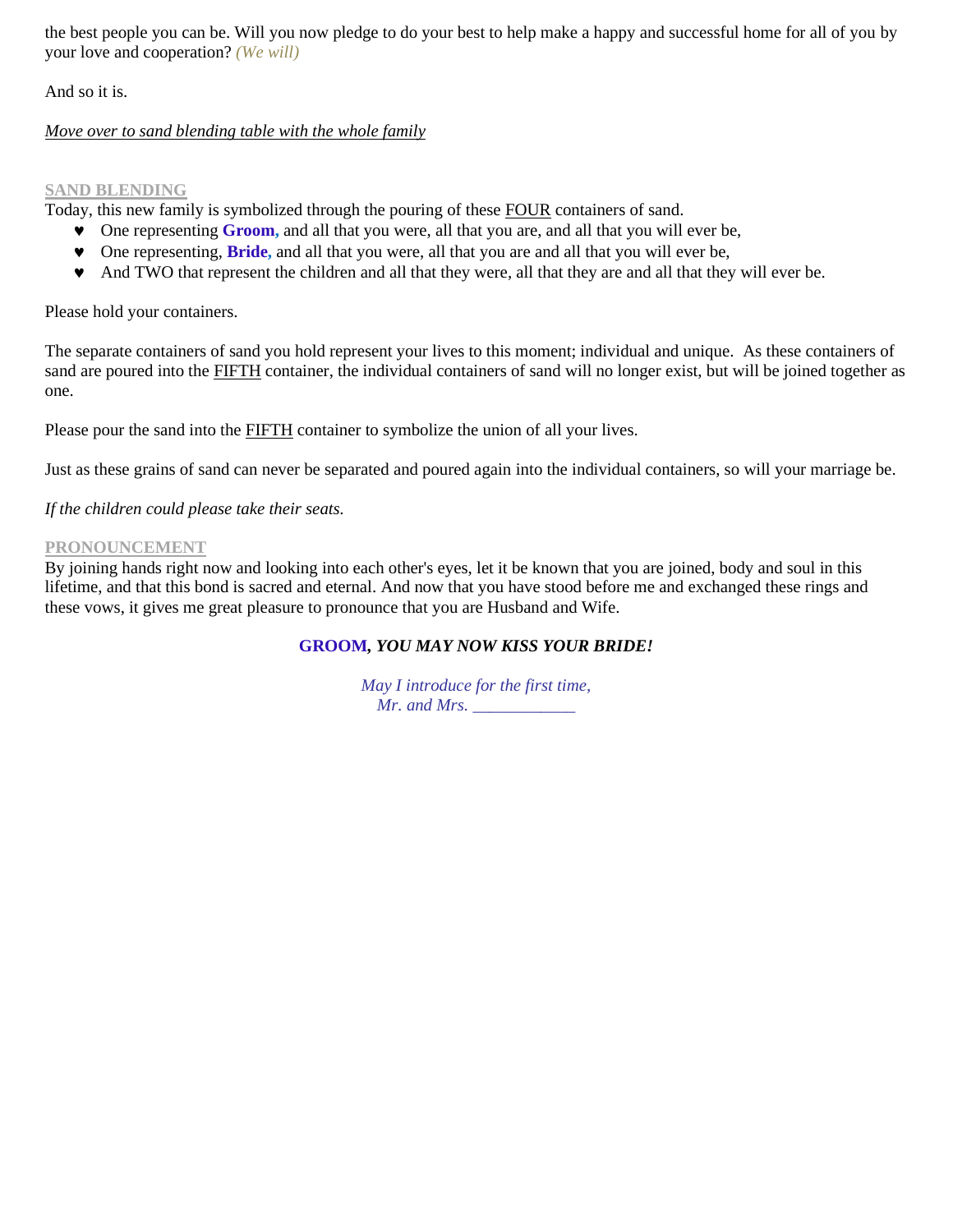the best people you can be. Will you now pledge to do your best to help make a happy and successful home for all of you by your love and cooperation? *(We will)*

And so it is.

*Move over to sand blending table with the whole family*

**SAND BLENDING**

Today, this new family is symbolized through the pouring of these FOUR containers of sand.

- One representing **Groom,** and all that you were, all that you are, and all that you will ever be,
- One representing, **Bride,** and all that you were, all that you are and all that you will ever be,
- And TWO that represent the children and all that they were, all that they are and all that they will ever be.

Please hold your containers.

The separate containers of sand you hold represent your lives to this moment; individual and unique. As these containers of sand are poured into the FIFTH container, the individual containers of sand will no longer exist, but will be joined together as one.

Please pour the sand into the FIFTH container to symbolize the union of all your lives.

Just as these grains of sand can never be separated and poured again into the individual containers, so will your marriage be.

*If the children could please take their seats.*

**PRONOUNCEMENT**

By joining hands right now and looking into each other's eyes, let it be known that you are joined, body and soul in this lifetime, and that this bond is sacred and eternal. And now that you have stood before me and exchanged these rings and these vows, it gives me great pleasure to pronounce that you are Husband and Wife.

**GROOM, *YOU MAY NOW KISS YOUR BRIDE!***

*May I introduce for the first time,*
*Mr. and Mrs. ____________*